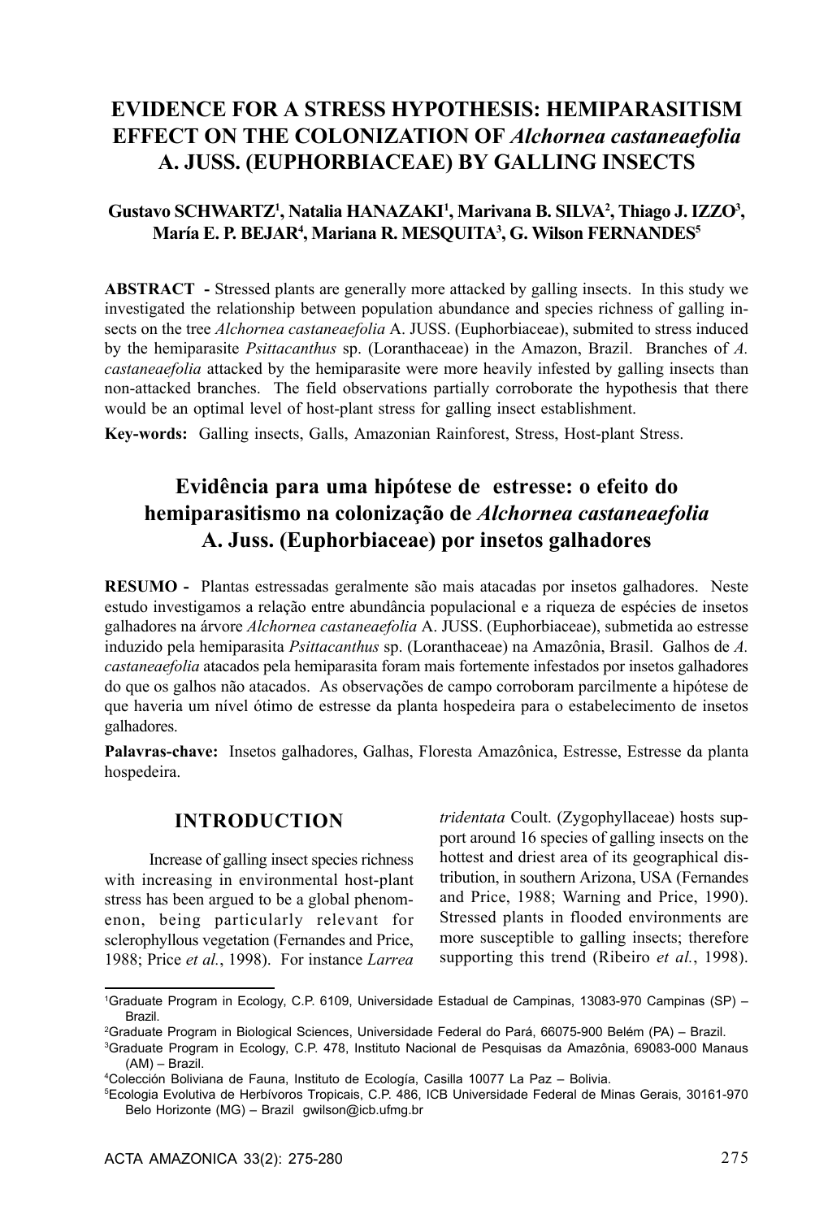# EVIDENCE FOR A STRESS HYPOTHESIS: HEMIPARASITISM EFFECT ON THE COLONIZATION OF *Alchornea castaneaefolia* A. JUSS. (EUPHORBIACEAE) BY GALLING INSECTS

**Gustavo SCHWARTZ[1], Natalia HANAZAKI[1], Marivana B. SILVA[2], Thiago J. IZZO[3], María E. P. BEJAR[4], Mariana R. MESQUITA[3], G. Wilson FERNANDES[5]**

**ABSTRACT -** Stressed plants are generally more attacked by galling insects. In this study we investigated the relationship between population abundance and species richness of galling insects on the tree *Alchornea castaneaefolia* A. JUSS. (Euphorbiaceae), submited to stress induced by the hemiparasite *Psittacanthus* sp. (Loranthaceae) in the Amazon, Brazil. Branches of *A. castaneaefolia* attacked by the hemiparasite were more heavily infested by galling insects than non-attacked branches. The field observations partially corroborate the hypothesis that there would be an optimal level of host-plant stress for galling insect establishment.

**Key-words:** Galling insects, Galls, Amazonian Rainforest, Stress, Host-plant Stress.

# Evidência para uma hipótese de estresse: o efeito do hemiparasitismo na colonização de *Alchornea castaneaefolia* A. Juss. (Euphorbiaceae) por insetos galhadores

**RESUMO -** Plantas estressadas geralmente são mais atacadas por insetos galhadores. Neste estudo investigamos a relação entre abundância populacional e a riqueza de espécies de insetos galhadores na árvore *Alchornea castaneaefolia* A. JUSS. (Euphorbiaceae), submetida ao estresse induzido pela hemiparasita *Psittacanthus* sp. (Loranthaceae) na Amazônia, Brasil. Galhos de *A. castaneaefolia* atacados pela hemiparasita foram mais fortemente infestados por insetos galhadores do que os galhos não atacados. As observações de campo corroboram parcilmente a hipótese de que haveria um nível ótimo de estresse da planta hospedeira para o estabelecimento de insetos galhadores.

**Palavras-chave:** Insetos galhadores, Galhas, Floresta Amazônica, Estresse, Estresse da planta hospedeira.

## INTRODUCTION

Increase of galling insect species richness with increasing in environmental host-plant stress has been argued to be a global phenomenon, being particularly relevant for sclerophyllous vegetation (Fernandes and Price, 1988; Price *et al.*, 1998). For instance *Larrea tridentata* Coult. (Zygophyllaceae) hosts support around 16 species of galling insects on the hottest and driest area of its geographical distribution, in southern Arizona, USA (Fernandes and Price, 1988; Warning and Price, 1990). Stressed plants in flooded environments are more susceptible to galling insects; therefore supporting this trend (Ribeiro *et al.*, 1998).

[1]Graduate Program in Ecology, C.P. 6109, Universidade Estadual de Campinas, 13083-970 Campinas (SP) – Brazil.

[2]Graduate Program in Biological Sciences, Universidade Federal do Pará, 66075-900 Belém (PA) – Brazil.

[3]Graduate Program in Ecology, C.P. 478, Instituto Nacional de Pesquisas da Amazônia, 69083-000 Manaus (AM) – Brazil.

[4]Colección Boliviana de Fauna, Instituto de Ecología, Casilla 10077 La Paz – Bolivia.

[5]Ecologia Evolutiva de Herbívoros Tropicais, C.P. 486, ICB Universidade Federal de Minas Gerais, 30161-970 Belo Horizonte (MG) – Brazil gwilson@icb.ufmg.br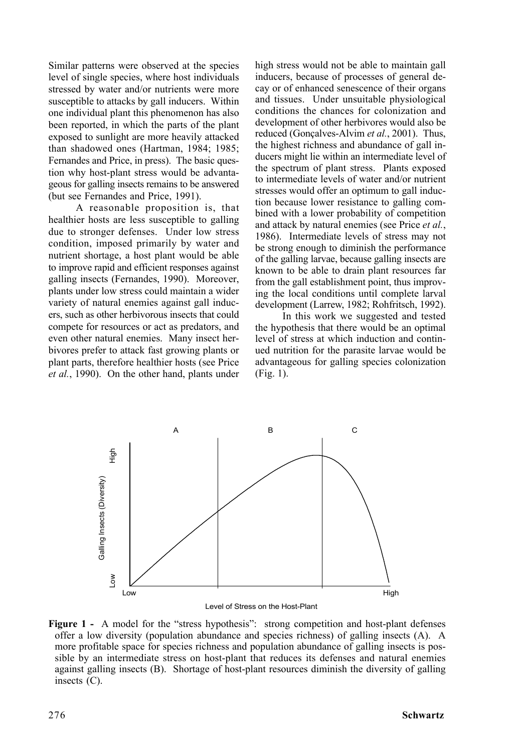Similar patterns were observed at the species level of single species, where host individuals stressed by water and/or nutrients were more susceptible to attacks by gall inducers. Within one individual plant this phenomenon has also been reported, in which the parts of the plant exposed to sunlight are more heavily attacked than shadowed ones (Hartman, 1984; 1985; Fernandes and Price, in press). The basic question why host-plant stress would be advantageous for galling insects remains to be answered (but see Fernandes and Price, 1991).

A reasonable proposition is, that healthier hosts are less susceptible to galling due to stronger defenses. Under low stress condition, imposed primarily by water and nutrient shortage, a host plant would be able to improve rapid and efficient responses against galling insects (Fernandes, 1990). Moreover, plants under low stress could maintain a wider variety of natural enemies against gall inducers, such as other herbivorous insects that could compete for resources or act as predators, and even other natural enemies. Many insect herbivores prefer to attack fast growing plants or plant parts, therefore healthier hosts (see Price *et al.*, 1990). On the other hand, plants under high stress would not be able to maintain gall inducers, because of processes of general decay or of enhanced senescence of their organs and tissues. Under unsuitable physiological conditions the chances for colonization and development of other herbivores would also be reduced (Gonçalves-Alvim *et al.*, 2001). Thus, the highest richness and abundance of gall inducers might lie within an intermediate level of the spectrum of plant stress. Plants exposed to intermediate levels of water and/or nutrient stresses would offer an optimum to gall induction because lower resistance to galling combined with a lower probability of competition and attack by natural enemies (see Price *et al.*, 1986). Intermediate levels of stress may not be strong enough to diminish the performance of the galling larvae, because galling insects are known to be able to drain plant resources far from the gall establishment point, thus improving the local conditions until complete larval development (Larrew, 1982; Rohfritsch, 1992).

In this work we suggested and tested the hypothesis that there would be an optimal level of stress at which induction and continued nutrition for the parasite larvae would be advantageous for galling species colonization (Fig. 1).

**Figure 1 -** A model for the "stress hypothesis": strong competition and host-plant defenses offer a low diversity (population abundance and species richness) of galling insects (A). A more profitable space for species richness and population abundance of galling insects is possible by an intermediate stress on host-plant that reduces its defenses and natural enemies against galling insects (B). Shortage of host-plant resources diminish the diversity of galling insects (C).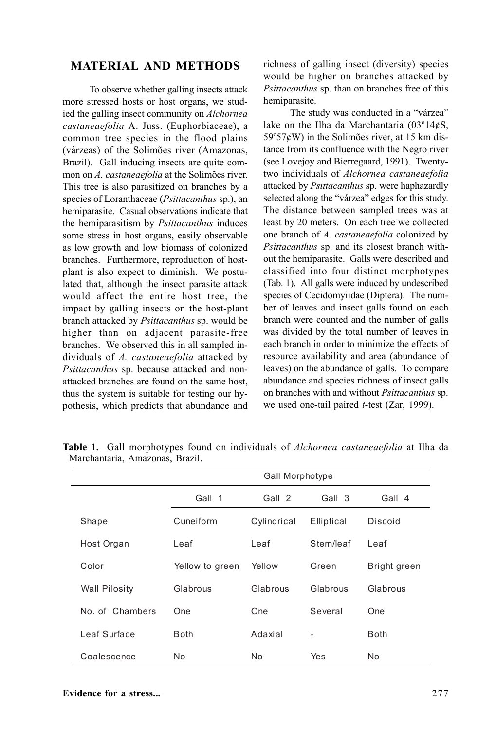## MATERIAL AND METHODS

To observe whether galling insects attack more stressed hosts or host organs, we studied the galling insect community on *Alchornea castaneaefolia* A. Juss. (Euphorbiaceae), a common tree species in the flood plains (várzeas) of the Solimões river (Amazonas, Brazil). Gall inducing insects are quite common on *A. castaneaefolia* at the Solimões river. This tree is also parasitized on branches by a species of Loranthaceae (*Psittacanthus* sp.), an hemiparasite. Casual observations indicate that the hemiparasitism by *Psittacanthus* induces some stress in host organs, easily observable as low growth and low biomass of colonized branches. Furthermore, reproduction of host-plant is also expect to diminish. We postulated that, although the insect parasite attack would affect the entire host tree, the impact by galling insects on the host-plant branch attacked by *Psittacanthus* sp. would be higher than on adjacent parasite-free branches. We observed this in all sampled individuals of *A. castaneaefolia* attacked by *Psittacanthus* sp. because attacked and non-attacked branches are found on the same host, thus the system is suitable for testing our hypothesis, which predicts that abundance and richness of galling insect (diversity) species would be higher on branches attacked by *Psittacanthus* sp. than on branches free of this hemiparasite.

The study was conducted in a "várzea" lake on the Ilha da Marchantaria (03º14¢S, 59º57¢W) in the Solimões river, at 15 km distance from its confluence with the Negro river (see Lovejoy and Bierregaard, 1991). Twenty-two individuals of *Alchornea castaneaefolia* attacked by *Psittacanthus* sp. were haphazardly selected along the "várzea" edges for this study. The distance between sampled trees was at least by 20 meters. On each tree we collected one branch of *A. castaneaefolia* colonized by *Psittacanthus* sp. and its closest branch without the hemiparasite. Galls were described and classified into four distinct morphotypes (Tab. 1). All galls were induced by undescribed species of Cecidomyiidae (Diptera). The number of leaves and insect galls found on each branch were counted and the number of galls was divided by the total number of leaves in each branch in order to minimize the effects of resource availability and area (abundance of leaves) on the abundance of galls. To compare abundance and species richness of insect galls on branches with and without *Psittacanthus* sp. we used one-tail paired *t*-test (Zar, 1999).

**Table 1.** Gall morphotypes found on individuals of *Alchornea castaneaefolia* at Ilha da Marchantaria, Amazonas, Brazil.

| | Gall Morphotype | | | |
|---|---|---|---|---|
| | Gall 1 | Gall 2 | Gall 3 | Gall 4 |
| Shape | Cuneiform | Cylindrical | Elliptical | Discoid |
| Host Organ | Leaf | Leaf | Stem/leaf | Leaf |
| Color | Yellow to green | Yellow | Green | Bright green |
| Wall Pilosity | Glabrous | Glabrous | Glabrous | Glabrous |
| No. of Chambers | One | One | Several | One |
| Leaf Surface | Both | Adaxial | - | Both |
| Coalescence | No | No | Yes | No |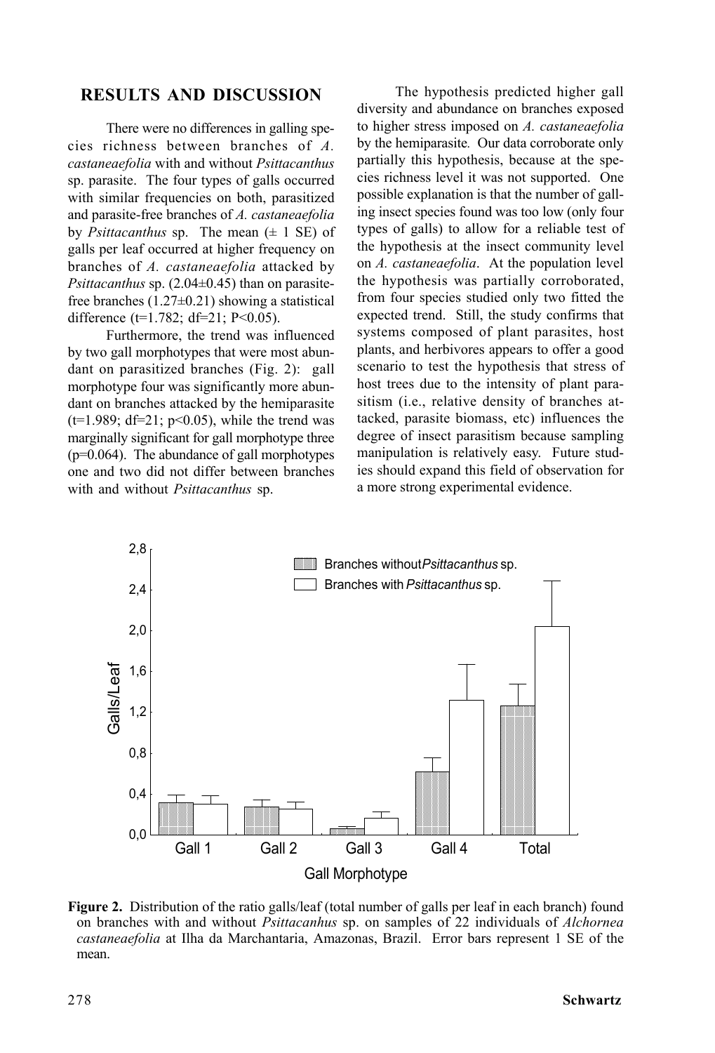## RESULTS AND DISCUSSION

There were no differences in galling species richness between branches of *A. castaneaefolia* with and without *Psittacanthus* sp. parasite. The four types of galls occurred with similar frequencies on both, parasitized and parasite-free branches of *A. castaneaefolia* by *Psittacanthus* sp. The mean (± 1 SE) of galls per leaf occurred at higher frequency on branches of *A. castaneaefolia* attacked by *Psittacanthus* sp. (2.04±0.45) than on parasite-free branches (1.27±0.21) showing a statistical difference ($t=1.782$; $df=21$; $P<0.05$).

Furthermore, the trend was influenced by two gall morphotypes that were most abundant on parasitized branches (Fig. 2): gall morphotype four was significantly more abundant on branches attacked by the hemiparasite ($t=1.989$; $df=21$; $p<0.05$), while the trend was marginally significant for gall morphotype three ($p=0.064$). The abundance of gall morphotypes one and two did not differ between branches with and without *Psittacanthus* sp.

The hypothesis predicted higher gall diversity and abundance on branches exposed to higher stress imposed on *A. castaneaefolia* by the hemiparasite. Our data corroborate only partially this hypothesis, because at the species richness level it was not supported. One possible explanation is that the number of galling insect species found was too low (only four types of galls) to allow for a reliable test of the hypothesis at the insect community level on *A. castaneaefolia*. At the population level the hypothesis was partially corroborated, from four species studied only two fitted the expected trend. Still, the study confirms that systems composed of plant parasites, host plants, and herbivores appears to offer a good scenario to test the hypothesis that stress of host trees due to the intensity of plant parasitism (i.e., relative density of branches attacked, parasite biomass, etc) influences the degree of insect parasitism because sampling manipulation is relatively easy. Future studies should expand this field of observation for a more strong experimental evidence.

**Figure 2.** Distribution of the ratio galls/leaf (total number of galls per leaf in each branch) found on branches with and without *Psittacanhus* sp. on samples of 22 individuals of *Alchornea castaneaefolia* at Ilha da Marchantaria, Amazonas, Brazil. Error bars represent 1 SE of the mean.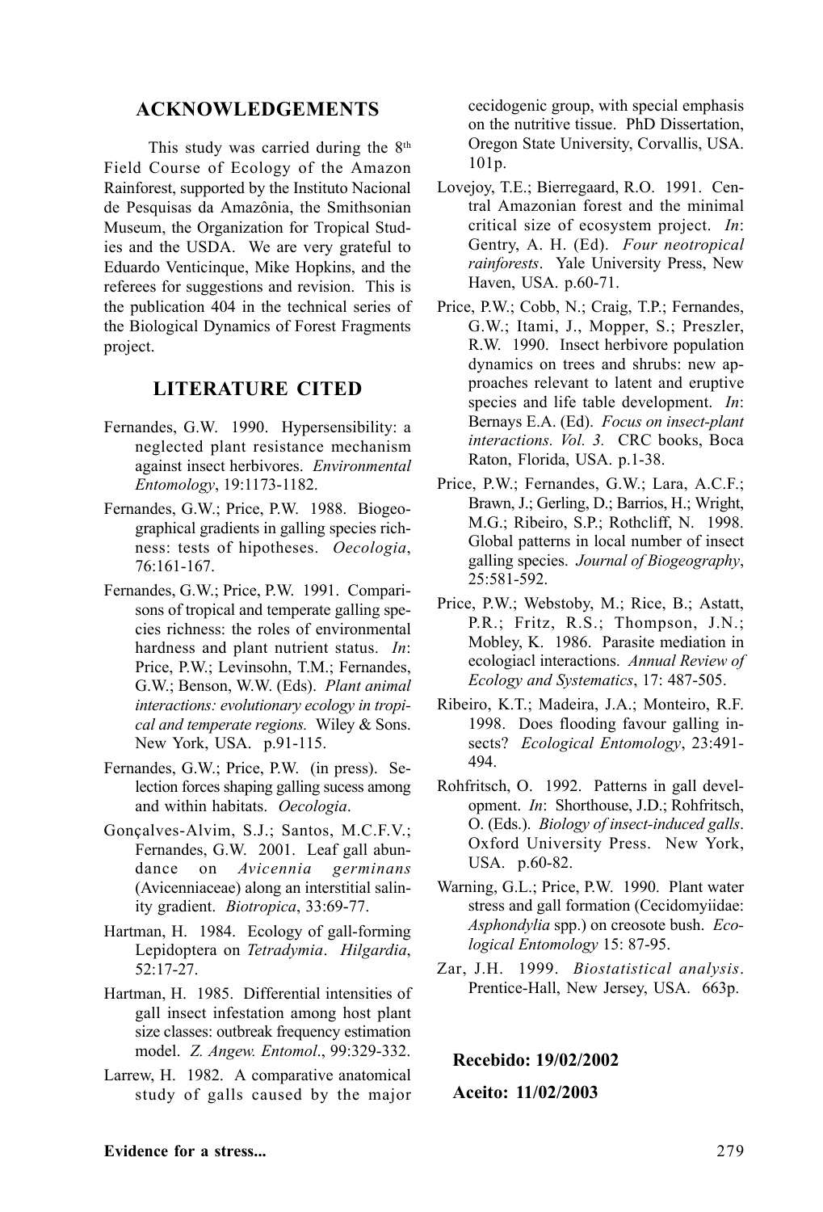## ACKNOWLEDGEMENTS

This study was carried during the 8th Field Course of Ecology of the Amazon Rainforest, supported by the Instituto Nacional de Pesquisas da Amazônia, the Smithsonian Museum, the Organization for Tropical Studies and the USDA. We are very grateful to Eduardo Venticinque, Mike Hopkins, and the referees for suggestions and revision. This is the publication 404 in the technical series of the Biological Dynamics of Forest Fragments project.

## LITERATURE CITED

Fernandes, G.W. 1990. Hypersensibility: a neglected plant resistance mechanism against insect herbivores. *Environmental Entomology*, 19:1173-1182.

Fernandes, G.W.; Price, P.W. 1988. Biogeographical gradients in galling species richness: tests of hipotheses. *Oecologia*, 76:161-167.

Fernandes, G.W.; Price, P.W. 1991. Comparisons of tropical and temperate galling species richness: the roles of environmental hardness and plant nutrient status. *In*: Price, P.W.; Levinsohn, T.M.; Fernandes, G.W.; Benson, W.W. (Eds). *Plant animal interactions: evolutionary ecology in tropical and temperate regions.* Wiley & Sons. New York, USA. p.91-115.

Fernandes, G.W.; Price, P.W. (in press). Selection forces shaping galling sucess among and within habitats. *Oecologia*.

Gonçalves-Alvim, S.J.; Santos, M.C.F.V.; Fernandes, G.W. 2001. Leaf gall abundance on *Avicennia germinans* (Avicenniaceae) along an interstitial salinity gradient. *Biotropica*, 33:69-77.

Hartman, H. 1984. Ecology of gall-forming Lepidoptera on *Tetradymia*. *Hilgardia*, 52:17-27.

Hartman, H. 1985. Differential intensities of gall insect infestation among host plant size classes: outbreak frequency estimation model. *Z. Angew. Entomol*., 99:329-332.

Larrew, H. 1982. A comparative anatomical study of galls caused by the major cecidogenic group, with special emphasis on the nutritive tissue. PhD Dissertation, Oregon State University, Corvallis, USA. 101p.

Lovejoy, T.E.; Bierregaard, R.O. 1991. Central Amazonian forest and the minimal critical size of ecosystem project. *In*: Gentry, A. H. (Ed). *Four neotropical rainforests*. Yale University Press, New Haven, USA. p.60-71.

Price, P.W.; Cobb, N.; Craig, T.P.; Fernandes, G.W.; Itami, J., Mopper, S.; Preszler, R.W. 1990. Insect herbivore population dynamics on trees and shrubs: new approaches relevant to latent and eruptive species and life table development. *In*: Bernays E.A. (Ed). *Focus on insect-plant interactions. Vol. 3.* CRC books, Boca Raton, Florida, USA. p.1-38.

Price, P.W.; Fernandes, G.W.; Lara, A.C.F.; Brawn, J.; Gerling, D.; Barrios, H.; Wright, M.G.; Ribeiro, S.P.; Rothcliff, N. 1998. Global patterns in local number of insect galling species. *Journal of Biogeography*, 25:581-592.

Price, P.W.; Webstoby, M.; Rice, B.; Astatt, P.R.; Fritz, R.S.; Thompson, J.N.; Mobley, K. 1986. Parasite mediation in ecologiacl interactions. *Annual Review of Ecology and Systematics*, 17: 487-505.

Ribeiro, K.T.; Madeira, J.A.; Monteiro, R.F. 1998. Does flooding favour galling insects? *Ecological Entomology*, 23:491-494.

Rohfritsch, O. 1992. Patterns in gall development. *In*: Shorthouse, J.D.; Rohfritsch, O. (Eds.). *Biology of insect-induced galls*. Oxford University Press. New York, USA. p.60-82.

Warning, G.L.; Price, P.W. 1990. Plant water stress and gall formation (Cecidomyiidae: *Asphondylia* spp.) on creosote bush. *Ecological Entomology* 15: 87-95.

Zar, J.H. 1999. *Biostatistical analysis*. Prentice-Hall, New Jersey, USA. 663p.

**Recebido: 19/02/2002**

**Aceito: 11/02/2003**